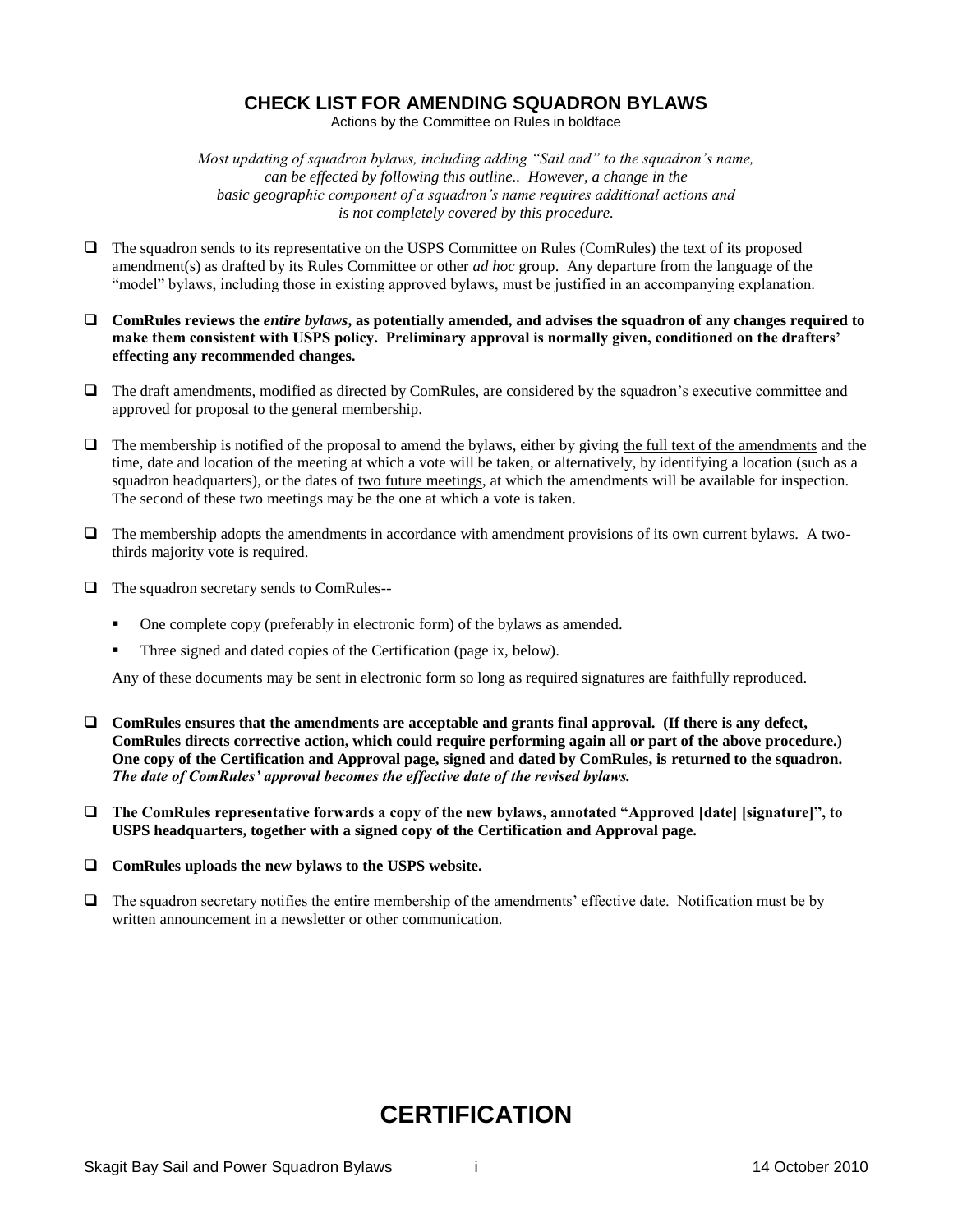## CHECK LIST FOR AMENDING SQUADRON BYLAWS

Actions by the Committee on Rules in boldface

*Most updating of squadron bylaws, including adding "Sail and" to the squadron's name, can be effected by following this outline.. However, a change in the basic geographic component of a squadron's name requires additional actions and is not completely covered by this procedure.*

- ❑ The squadron sends to its representative on the USPS Committee on Rules (ComRules) the text of its proposed amendment(s) as drafted by its Rules Committee or other *ad hoc* group. Any departure from the language of the "model" bylaws, including those in existing approved bylaws, must be justified in an accompanying explanation.

- ❑ **ComRules reviews the *entire bylaws*, as potentially amended, and advises the squadron of any changes required to make them consistent with USPS policy. Preliminary approval is normally given, conditioned on the drafters' effecting any recommended changes.**

- ❑ The draft amendments, modified as directed by ComRules, are considered by the squadron's executive committee and approved for proposal to the general membership.

- ❑ The membership is notified of the proposal to amend the bylaws, either by giving <u>the full text of the amendments</u> and the time, date and location of the meeting at which a vote will be taken, or alternatively, by identifying a location (such as a squadron headquarters), or the dates of <u>two future meetings</u>, at which the amendments will be available for inspection. The second of these two meetings may be the one at which a vote is taken.

- ❑ The membership adopts the amendments in accordance with amendment provisions of its own current bylaws. A two-thirds majority vote is required.

- ❑ The squadron secretary sends to ComRules--

  - One complete copy (preferably in electronic form) of the bylaws as amended.
  - Three signed and dated copies of the Certification (page ix, below).

  Any of these documents may be sent in electronic form so long as required signatures are faithfully reproduced.

- ❑ **ComRules ensures that the amendments are acceptable and grants final approval. (If there is any defect, ComRules directs corrective action, which could require performing again all or part of the above procedure.) One copy of the Certification and Approval page, signed and dated by ComRules, is returned to the squadron. *The date of ComRules' approval becomes the effective date of the revised bylaws.***

- ❑ **The ComRules representative forwards a copy of the new bylaws, annotated "Approved [date] [signature]", to USPS headquarters, together with a signed copy of the Certification and Approval page.**

- ❑ **ComRules uploads the new bylaws to the USPS website.**

- ❑ The squadron secretary notifies the entire membership of the amendments' effective date. Notification must be by written announcement in a newsletter or other communication.

# CERTIFICATION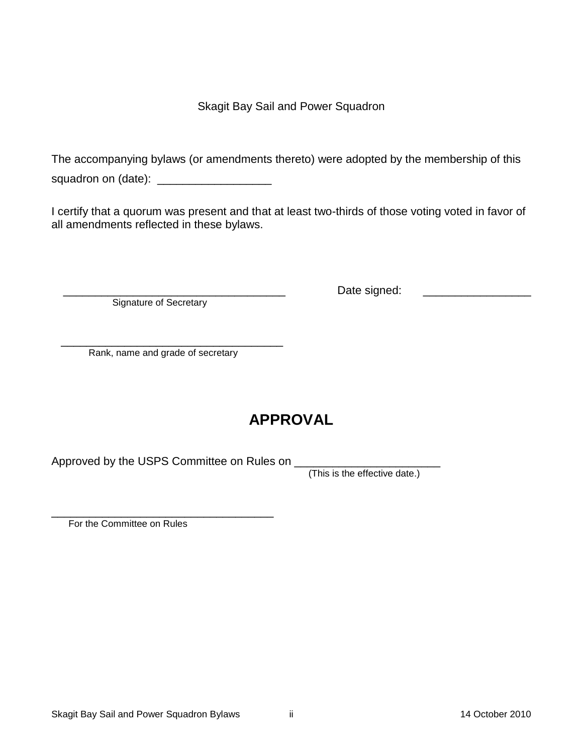Skagit Bay Sail and Power Squadron

The accompanying bylaws (or amendments thereto) were adopted by the membership of this squadron on (date): __________________

I certify that a quorum was present and that at least two-thirds of those voting voted in favor of all amendments reflected in these bylaws.

____________________________________ Date signed: _________________
Signature of Secretary

____________________________________
Rank, name and grade of secretary

# APPROVAL

Approved by the USPS Committee on Rules on _______________________
(This is the effective date.)

____________________________________
For the Committee on Rules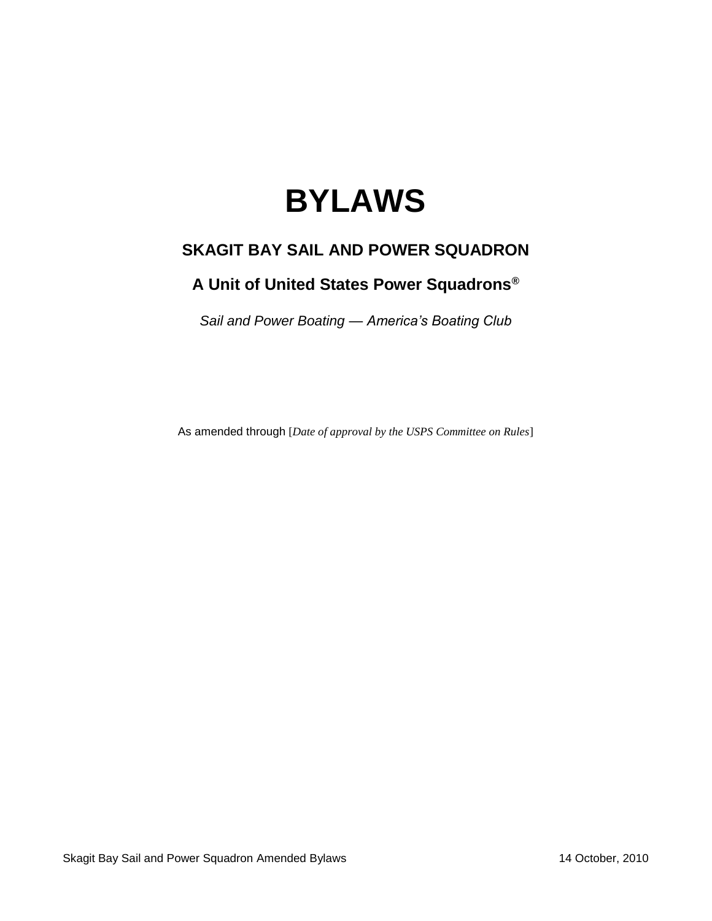# BYLAWS

## SKAGIT BAY SAIL AND POWER SQUADRON

## A Unit of United States Power Squadrons®

*Sail and Power Boating — America's Boating Club*

As amended through [*Date of approval by the USPS Committee on Rules*]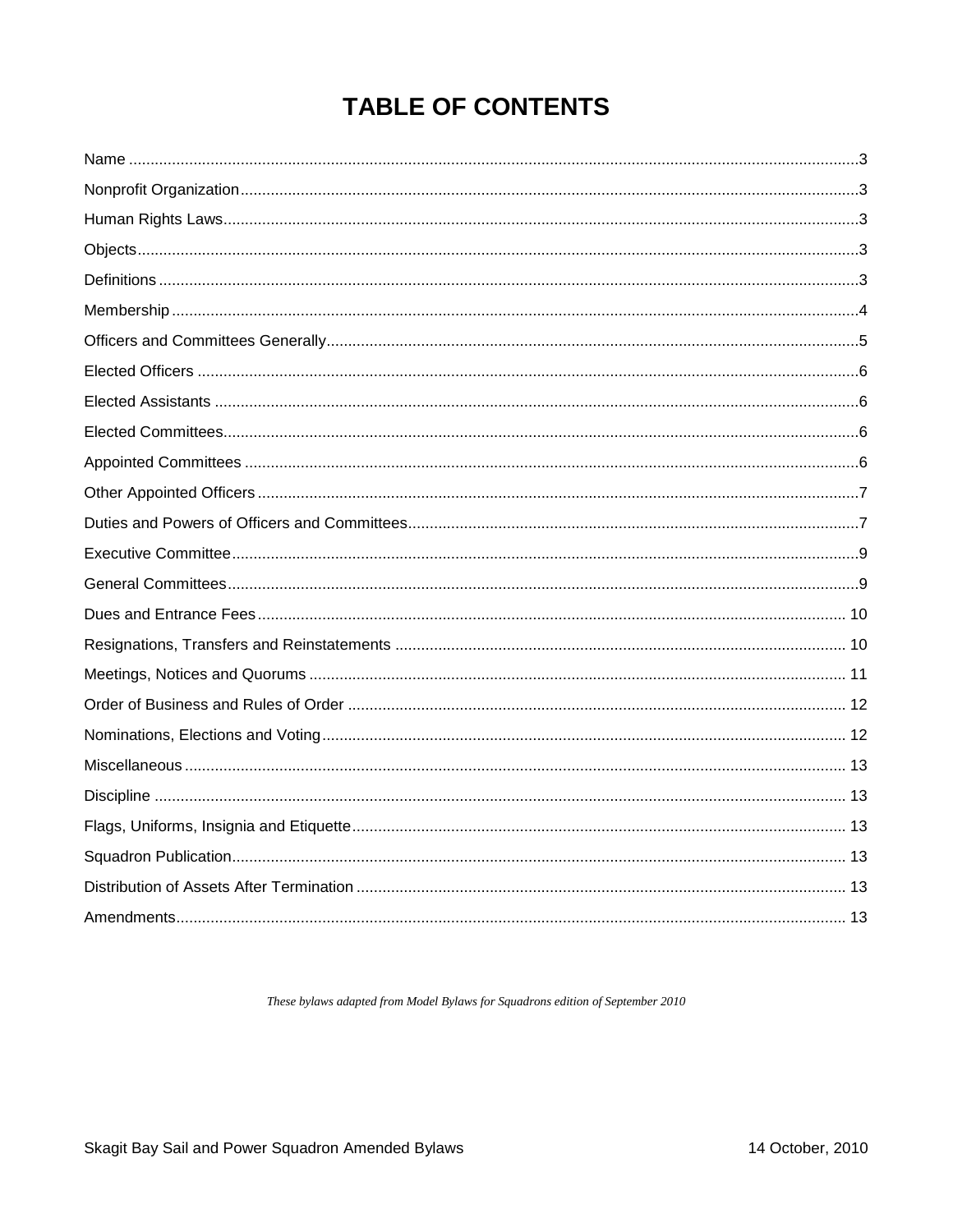# TABLE OF CONTENTS

| | |
|---|---|
| Name | 3 |
| Nonprofit Organization | 3 |
| Human Rights Laws | 3 |
| Objects | 3 |
| Definitions | 3 |
| Membership | 4 |
| Officers and Committees Generally | 5 |
| Elected Officers | 6 |
| Elected Assistants | 6 |
| Elected Committees | 6 |
| Appointed Committees | 6 |
| Other Appointed Officers | 7 |
| Duties and Powers of Officers and Committees | 7 |
| Executive Committee | 9 |
| General Committees | 9 |
| Dues and Entrance Fees | 10 |
| Resignations, Transfers and Reinstatements | 10 |
| Meetings, Notices and Quorums | 11 |
| Order of Business and Rules of Order | 12 |
| Nominations, Elections and Voting | 12 |
| Miscellaneous | 13 |
| Discipline | 13 |
| Flags, Uniforms, Insignia and Etiquette | 13 |
| Squadron Publication | 13 |
| Distribution of Assets After Termination | 13 |
| Amendments | 13 |

*These bylaws adapted from Model Bylaws for Squadrons edition of September 2010*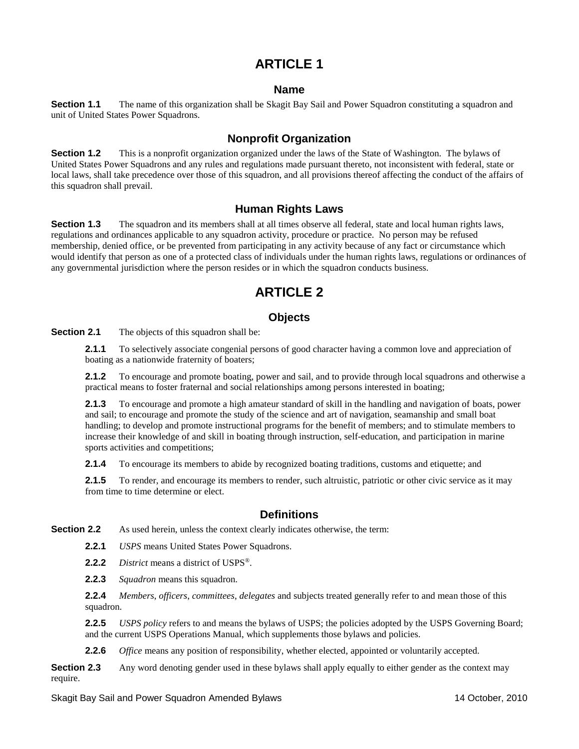# ARTICLE 1

## Name

**Section 1.1** The name of this organization shall be Skagit Bay Sail and Power Squadron constituting a squadron and unit of United States Power Squadrons.

## Nonprofit Organization

**Section 1.2** This is a nonprofit organization organized under the laws of the State of Washington. The bylaws of United States Power Squadrons and any rules and regulations made pursuant thereto, not inconsistent with federal, state or local laws, shall take precedence over those of this squadron, and all provisions thereof affecting the conduct of the affairs of this squadron shall prevail.

## Human Rights Laws

**Section 1.3** The squadron and its members shall at all times observe all federal, state and local human rights laws, regulations and ordinances applicable to any squadron activity, procedure or practice. No person may be refused membership, denied office, or be prevented from participating in any activity because of any fact or circumstance which would identify that person as one of a protected class of individuals under the human rights laws, regulations or ordinances of any governmental jurisdiction where the person resides or in which the squadron conducts business.

# ARTICLE 2

## Objects

**Section 2.1** The objects of this squadron shall be:

**2.1.1** To selectively associate congenial persons of good character having a common love and appreciation of boating as a nationwide fraternity of boaters;

**2.1.2** To encourage and promote boating, power and sail, and to provide through local squadrons and otherwise a practical means to foster fraternal and social relationships among persons interested in boating;

**2.1.3** To encourage and promote a high amateur standard of skill in the handling and navigation of boats, power and sail; to encourage and promote the study of the science and art of navigation, seamanship and small boat handling; to develop and promote instructional programs for the benefit of members; and to stimulate members to increase their knowledge of and skill in boating through instruction, self-education, and participation in marine sports activities and competitions;

**2.1.4** To encourage its members to abide by recognized boating traditions, customs and etiquette; and

**2.1.5** To render, and encourage its members to render, such altruistic, patriotic or other civic service as it may from time to time determine or elect.

## Definitions

**Section 2.2** As used herein, unless the context clearly indicates otherwise, the term:

**2.2.1** *USPS* means United States Power Squadrons.

**2.2.2** *District* means a district of USPS®.

**2.2.3** *Squadron* means this squadron.

**2.2.4** *Members*, *officers*, *committees*, *delegates* and subjects treated generally refer to and mean those of this squadron.

**2.2.5** *USPS policy* refers to and means the bylaws of USPS; the policies adopted by the USPS Governing Board; and the current USPS Operations Manual, which supplements those bylaws and policies.

**2.2.6** *Office* means any position of responsibility, whether elected, appointed or voluntarily accepted.

**Section 2.3** Any word denoting gender used in these bylaws shall apply equally to either gender as the context may require.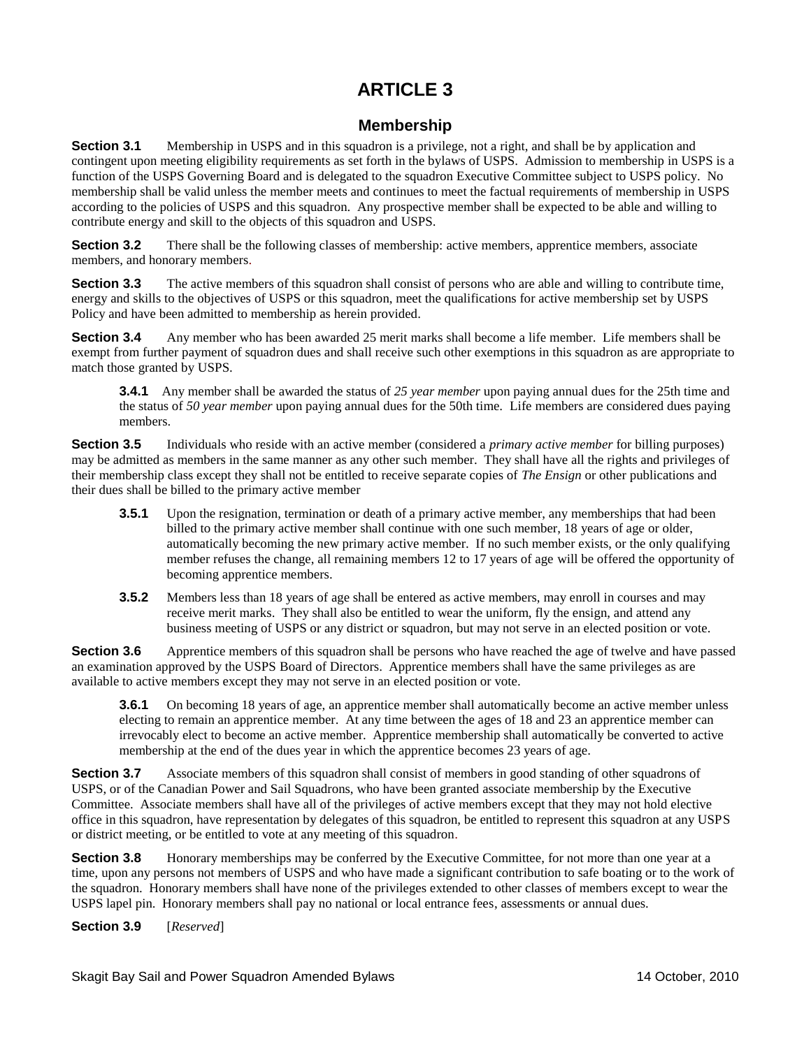# ARTICLE 3

## Membership

**Section 3.1** Membership in USPS and in this squadron is a privilege, not a right, and shall be by application and contingent upon meeting eligibility requirements as set forth in the bylaws of USPS. Admission to membership in USPS is a function of the USPS Governing Board and is delegated to the squadron Executive Committee subject to USPS policy. No membership shall be valid unless the member meets and continues to meet the factual requirements of membership in USPS according to the policies of USPS and this squadron. Any prospective member shall be expected to be able and willing to contribute energy and skill to the objects of this squadron and USPS.

**Section 3.2** There shall be the following classes of membership: active members, apprentice members, associate members, and honorary members.

**Section 3.3** The active members of this squadron shall consist of persons who are able and willing to contribute time, energy and skills to the objectives of USPS or this squadron, meet the qualifications for active membership set by USPS Policy and have been admitted to membership as herein provided.

**Section 3.4** Any member who has been awarded 25 merit marks shall become a life member. Life members shall be exempt from further payment of squadron dues and shall receive such other exemptions in this squadron as are appropriate to match those granted by USPS.

> **3.4.1** Any member shall be awarded the status of *25 year member* upon paying annual dues for the 25th time and the status of *50 year member* upon paying annual dues for the 50th time. Life members are considered dues paying members.

**Section 3.5** Individuals who reside with an active member (considered a *primary active member* for billing purposes) may be admitted as members in the same manner as any other such member. They shall have all the rights and privileges of their membership class except they shall not be entitled to receive separate copies of *The Ensign* or other publications and their dues shall be billed to the primary active member

> **3.5.1** Upon the resignation, termination or death of a primary active member, any memberships that had been billed to the primary active member shall continue with one such member, 18 years of age or older, automatically becoming the new primary active member. If no such member exists, or the only qualifying member refuses the change, all remaining members 12 to 17 years of age will be offered the opportunity of becoming apprentice members.
>
> **3.5.2** Members less than 18 years of age shall be entered as active members, may enroll in courses and may receive merit marks. They shall also be entitled to wear the uniform, fly the ensign, and attend any business meeting of USPS or any district or squadron, but may not serve in an elected position or vote.

**Section 3.6** Apprentice members of this squadron shall be persons who have reached the age of twelve and have passed an examination approved by the USPS Board of Directors. Apprentice members shall have the same privileges as are available to active members except they may not serve in an elected position or vote.

> **3.6.1** On becoming 18 years of age, an apprentice member shall automatically become an active member unless electing to remain an apprentice member. At any time between the ages of 18 and 23 an apprentice member can irrevocably elect to become an active member. Apprentice membership shall automatically be converted to active membership at the end of the dues year in which the apprentice becomes 23 years of age.

**Section 3.7** Associate members of this squadron shall consist of members in good standing of other squadrons of USPS, or of the Canadian Power and Sail Squadrons, who have been granted associate membership by the Executive Committee. Associate members shall have all of the privileges of active members except that they may not hold elective office in this squadron, have representation by delegates of this squadron, be entitled to represent this squadron at any USPS or district meeting, or be entitled to vote at any meeting of this squadron.

**Section 3.8** Honorary memberships may be conferred by the Executive Committee, for not more than one year at a time, upon any persons not members of USPS and who have made a significant contribution to safe boating or to the work of the squadron. Honorary members shall have none of the privileges extended to other classes of members except to wear the USPS lapel pin. Honorary members shall pay no national or local entrance fees, assessments or annual dues.

**Section 3.9** [*Reserved*]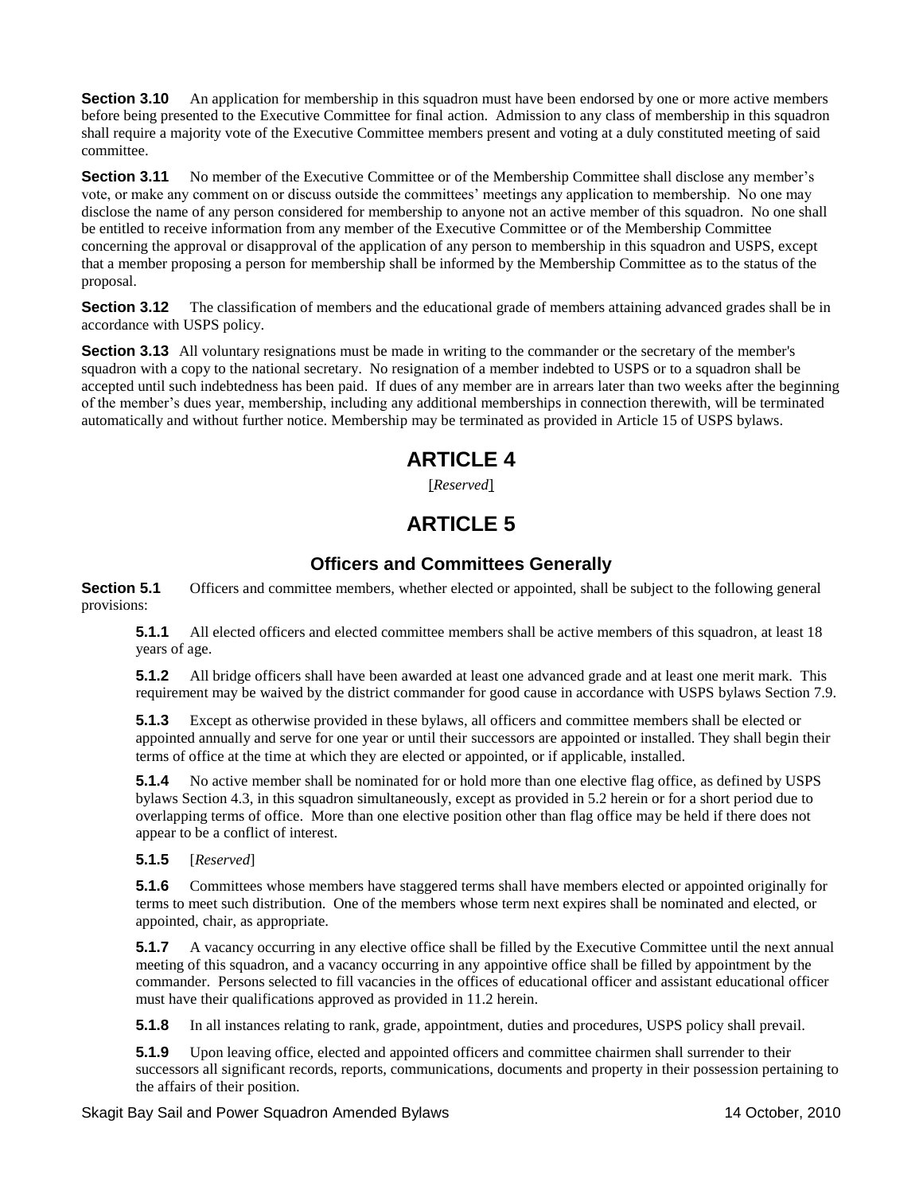**Section 3.10** An application for membership in this squadron must have been endorsed by one or more active members before being presented to the Executive Committee for final action. Admission to any class of membership in this squadron shall require a majority vote of the Executive Committee members present and voting at a duly constituted meeting of said committee.

**Section 3.11** No member of the Executive Committee or of the Membership Committee shall disclose any member's vote, or make any comment on or discuss outside the committees' meetings any application to membership. No one may disclose the name of any person considered for membership to anyone not an active member of this squadron. No one shall be entitled to receive information from any member of the Executive Committee or of the Membership Committee concerning the approval or disapproval of the application of any person to membership in this squadron and USPS, except that a member proposing a person for membership shall be informed by the Membership Committee as to the status of the proposal.

**Section 3.12** The classification of members and the educational grade of members attaining advanced grades shall be in accordance with USPS policy.

**Section 3.13** All voluntary resignations must be made in writing to the commander or the secretary of the member's squadron with a copy to the national secretary. No resignation of a member indebted to USPS or to a squadron shall be accepted until such indebtedness has been paid. If dues of any member are in arrears later than two weeks after the beginning of the member's dues year, membership, including any additional memberships in connection therewith, will be terminated automatically and without further notice. Membership may be terminated as provided in Article 15 of USPS bylaws.

# ARTICLE 4

[*Reserved*]

# ARTICLE 5

## Officers and Committees Generally

**Section 5.1** Officers and committee members, whether elected or appointed, shall be subject to the following general provisions:

**5.1.1** All elected officers and elected committee members shall be active members of this squadron, at least 18 years of age.

**5.1.2** All bridge officers shall have been awarded at least one advanced grade and at least one merit mark. This requirement may be waived by the district commander for good cause in accordance with USPS bylaws Section 7.9.

**5.1.3** Except as otherwise provided in these bylaws, all officers and committee members shall be elected or appointed annually and serve for one year or until their successors are appointed or installed. They shall begin their terms of office at the time at which they are elected or appointed, or if applicable, installed.

**5.1.4** No active member shall be nominated for or hold more than one elective flag office, as defined by USPS bylaws Section 4.3, in this squadron simultaneously, except as provided in 5.2 herein or for a short period due to overlapping terms of office. More than one elective position other than flag office may be held if there does not appear to be a conflict of interest.

**5.1.5** [*Reserved*]

**5.1.6** Committees whose members have staggered terms shall have members elected or appointed originally for terms to meet such distribution. One of the members whose term next expires shall be nominated and elected, or appointed, chair, as appropriate.

**5.1.7** A vacancy occurring in any elective office shall be filled by the Executive Committee until the next annual meeting of this squadron, and a vacancy occurring in any appointive office shall be filled by appointment by the commander. Persons selected to fill vacancies in the offices of educational officer and assistant educational officer must have their qualifications approved as provided in 11.2 herein.

**5.1.8** In all instances relating to rank, grade, appointment, duties and procedures, USPS policy shall prevail.

**5.1.9** Upon leaving office, elected and appointed officers and committee chairmen shall surrender to their successors all significant records, reports, communications, documents and property in their possession pertaining to the affairs of their position.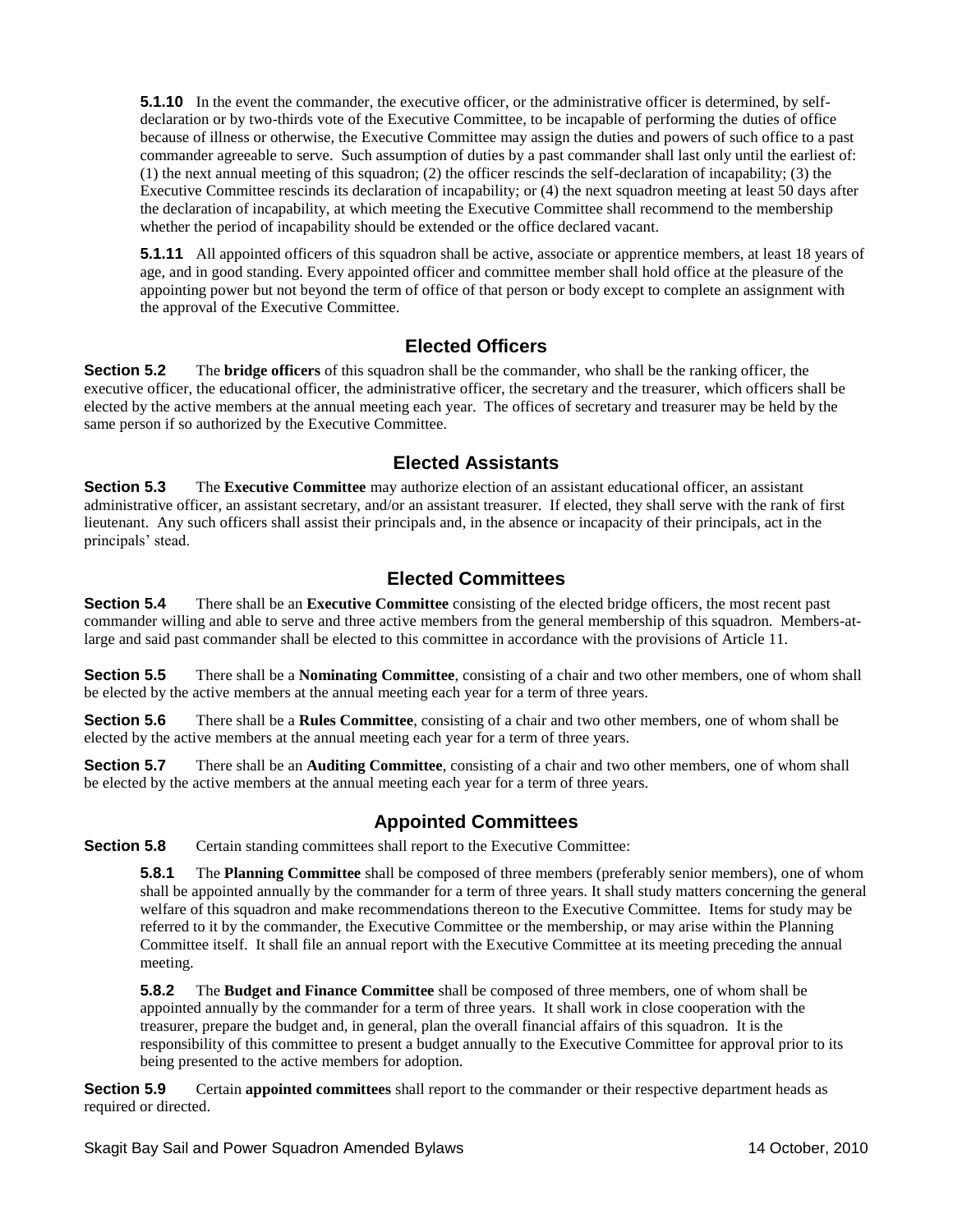**5.1.10** In the event the commander, the executive officer, or the administrative officer is determined, by self-declaration or by two-thirds vote of the Executive Committee, to be incapable of performing the duties of office because of illness or otherwise, the Executive Committee may assign the duties and powers of such office to a past commander agreeable to serve. Such assumption of duties by a past commander shall last only until the earliest of: (1) the next annual meeting of this squadron; (2) the officer rescinds the self-declaration of incapability; (3) the Executive Committee rescinds its declaration of incapability; or (4) the next squadron meeting at least 50 days after the declaration of incapability, at which meeting the Executive Committee shall recommend to the membership whether the period of incapability should be extended or the office declared vacant.

**5.1.11** All appointed officers of this squadron shall be active, associate or apprentice members, at least 18 years of age, and in good standing. Every appointed officer and committee member shall hold office at the pleasure of the appointing power but not beyond the term of office of that person or body except to complete an assignment with the approval of the Executive Committee.

## Elected Officers

**Section 5.2** The **bridge officers** of this squadron shall be the commander, who shall be the ranking officer, the executive officer, the educational officer, the administrative officer, the secretary and the treasurer, which officers shall be elected by the active members at the annual meeting each year. The offices of secretary and treasurer may be held by the same person if so authorized by the Executive Committee.

## Elected Assistants

**Section 5.3** The **Executive Committee** may authorize election of an assistant educational officer, an assistant administrative officer, an assistant secretary, and/or an assistant treasurer. If elected, they shall serve with the rank of first lieutenant. Any such officers shall assist their principals and, in the absence or incapacity of their principals, act in the principals' stead.

## Elected Committees

**Section 5.4** There shall be an **Executive Committee** consisting of the elected bridge officers, the most recent past commander willing and able to serve and three active members from the general membership of this squadron. Members-at-large and said past commander shall be elected to this committee in accordance with the provisions of Article 11.

**Section 5.5** There shall be a **Nominating Committee**, consisting of a chair and two other members, one of whom shall be elected by the active members at the annual meeting each year for a term of three years.

**Section 5.6** There shall be a **Rules Committee**, consisting of a chair and two other members, one of whom shall be elected by the active members at the annual meeting each year for a term of three years.

**Section 5.7** There shall be an **Auditing Committee**, consisting of a chair and two other members, one of whom shall be elected by the active members at the annual meeting each year for a term of three years.

## Appointed Committees

**Section 5.8** Certain standing committees shall report to the Executive Committee:

**5.8.1** The **Planning Committee** shall be composed of three members (preferably senior members), one of whom shall be appointed annually by the commander for a term of three years. It shall study matters concerning the general welfare of this squadron and make recommendations thereon to the Executive Committee. Items for study may be referred to it by the commander, the Executive Committee or the membership, or may arise within the Planning Committee itself. It shall file an annual report with the Executive Committee at its meeting preceding the annual meeting.

**5.8.2** The **Budget and Finance Committee** shall be composed of three members, one of whom shall be appointed annually by the commander for a term of three years. It shall work in close cooperation with the treasurer, prepare the budget and, in general, plan the overall financial affairs of this squadron. It is the responsibility of this committee to present a budget annually to the Executive Committee for approval prior to its being presented to the active members for adoption.

**Section 5.9** Certain **appointed committees** shall report to the commander or their respective department heads as required or directed.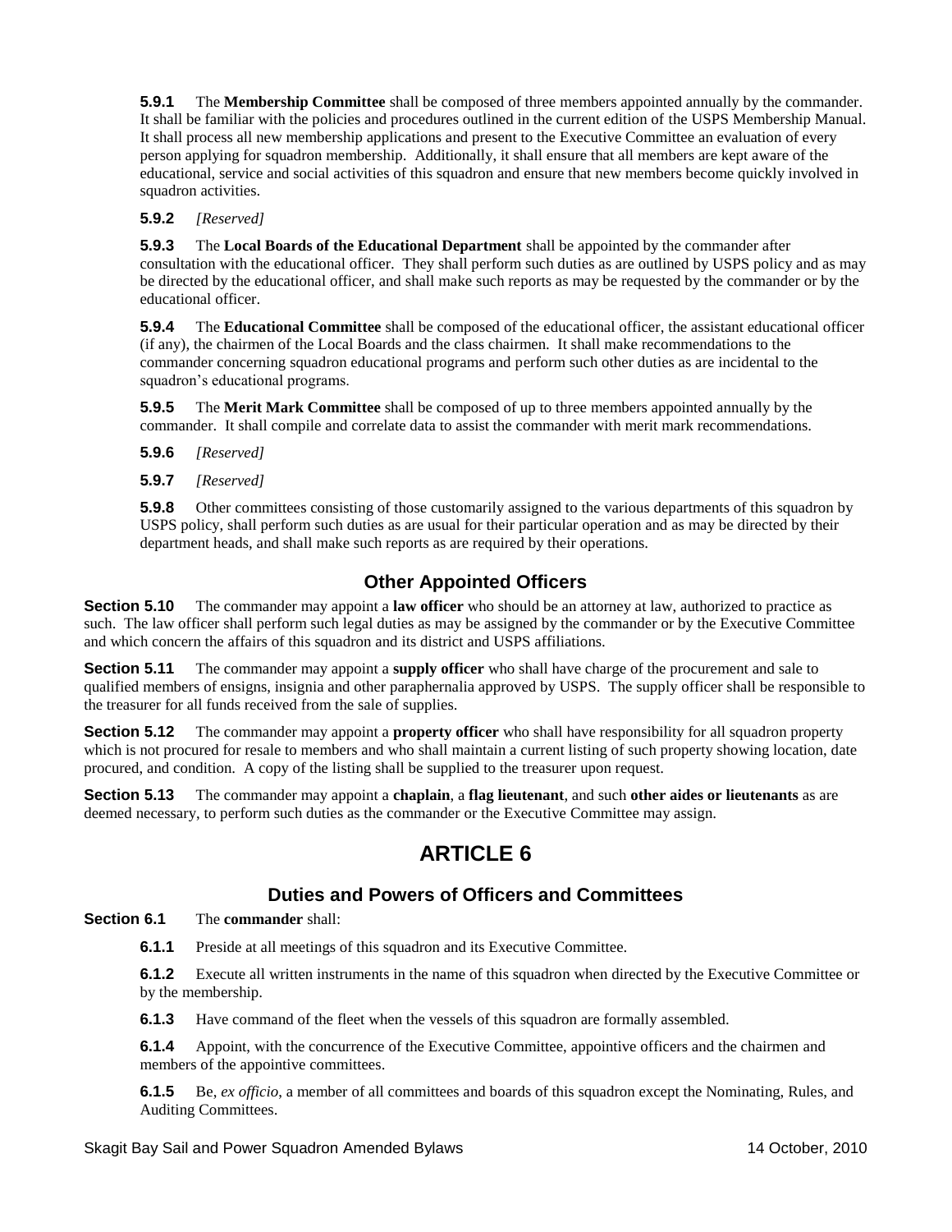**5.9.1** The **Membership Committee** shall be composed of three members appointed annually by the commander. It shall be familiar with the policies and procedures outlined in the current edition of the USPS Membership Manual. It shall process all new membership applications and present to the Executive Committee an evaluation of every person applying for squadron membership. Additionally, it shall ensure that all members are kept aware of the educational, service and social activities of this squadron and ensure that new members become quickly involved in squadron activities.

**5.9.2** *[Reserved]*

**5.9.3** The **Local Boards of the Educational Department** shall be appointed by the commander after consultation with the educational officer. They shall perform such duties as are outlined by USPS policy and as may be directed by the educational officer, and shall make such reports as may be requested by the commander or by the educational officer.

**5.9.4** The **Educational Committee** shall be composed of the educational officer, the assistant educational officer (if any), the chairmen of the Local Boards and the class chairmen. It shall make recommendations to the commander concerning squadron educational programs and perform such other duties as are incidental to the squadron's educational programs.

**5.9.5** The **Merit Mark Committee** shall be composed of up to three members appointed annually by the commander. It shall compile and correlate data to assist the commander with merit mark recommendations.

**5.9.6** *[Reserved]*

**5.9.7** *[Reserved]*

**5.9.8** Other committees consisting of those customarily assigned to the various departments of this squadron by USPS policy, shall perform such duties as are usual for their particular operation and as may be directed by their department heads, and shall make such reports as are required by their operations.

### Other Appointed Officers

**Section 5.10** The commander may appoint a **law officer** who should be an attorney at law, authorized to practice as such. The law officer shall perform such legal duties as may be assigned by the commander or by the Executive Committee and which concern the affairs of this squadron and its district and USPS affiliations.

**Section 5.11** The commander may appoint a **supply officer** who shall have charge of the procurement and sale to qualified members of ensigns, insignia and other paraphernalia approved by USPS. The supply officer shall be responsible to the treasurer for all funds received from the sale of supplies.

**Section 5.12** The commander may appoint a **property officer** who shall have responsibility for all squadron property which is not procured for resale to members and who shall maintain a current listing of such property showing location, date procured, and condition. A copy of the listing shall be supplied to the treasurer upon request.

**Section 5.13** The commander may appoint a **chaplain**, a **flag lieutenant**, and such **other aides or lieutenants** as are deemed necessary, to perform such duties as the commander or the Executive Committee may assign.

# ARTICLE 6

### Duties and Powers of Officers and Committees

**Section 6.1** The **commander** shall:

**6.1.1** Preside at all meetings of this squadron and its Executive Committee.

**6.1.2** Execute all written instruments in the name of this squadron when directed by the Executive Committee or by the membership.

**6.1.3** Have command of the fleet when the vessels of this squadron are formally assembled.

**6.1.4** Appoint, with the concurrence of the Executive Committee, appointive officers and the chairmen and members of the appointive committees.

**6.1.5** Be, *ex officio*, a member of all committees and boards of this squadron except the Nominating, Rules, and Auditing Committees.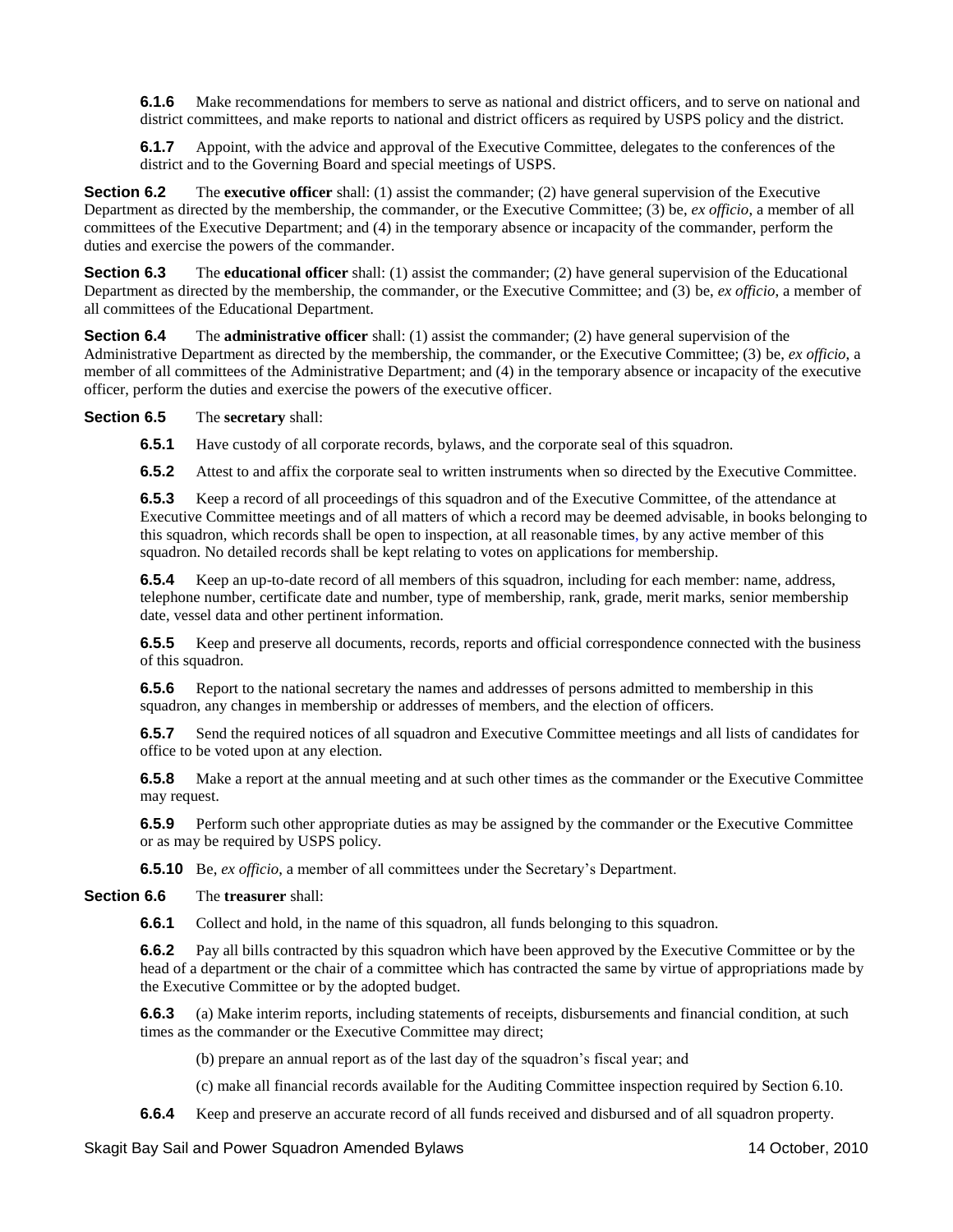**6.1.6** Make recommendations for members to serve as national and district officers, and to serve on national and district committees, and make reports to national and district officers as required by USPS policy and the district.

**6.1.7** Appoint, with the advice and approval of the Executive Committee, delegates to the conferences of the district and to the Governing Board and special meetings of USPS.

**Section 6.2** The **executive officer** shall: (1) assist the commander; (2) have general supervision of the Executive Department as directed by the membership, the commander, or the Executive Committee; (3) be, *ex officio*, a member of all committees of the Executive Department; and (4) in the temporary absence or incapacity of the commander, perform the duties and exercise the powers of the commander.

**Section 6.3** The **educational officer** shall: (1) assist the commander; (2) have general supervision of the Educational Department as directed by the membership, the commander, or the Executive Committee; and (3) be, *ex officio*, a member of all committees of the Educational Department.

**Section 6.4** The **administrative officer** shall: (1) assist the commander; (2) have general supervision of the Administrative Department as directed by the membership, the commander, or the Executive Committee; (3) be, *ex officio*, a member of all committees of the Administrative Department; and (4) in the temporary absence or incapacity of the executive officer, perform the duties and exercise the powers of the executive officer.

**Section 6.5** The **secretary** shall:

**6.5.1** Have custody of all corporate records, bylaws, and the corporate seal of this squadron.

**6.5.2** Attest to and affix the corporate seal to written instruments when so directed by the Executive Committee.

**6.5.3** Keep a record of all proceedings of this squadron and of the Executive Committee, of the attendance at Executive Committee meetings and of all matters of which a record may be deemed advisable, in books belonging to this squadron, which records shall be open to inspection, at all reasonable times, by any active member of this squadron. No detailed records shall be kept relating to votes on applications for membership.

**6.5.4** Keep an up-to-date record of all members of this squadron, including for each member: name, address, telephone number, certificate date and number, type of membership, rank, grade, merit marks, senior membership date, vessel data and other pertinent information.

**6.5.5** Keep and preserve all documents, records, reports and official correspondence connected with the business of this squadron.

**6.5.6** Report to the national secretary the names and addresses of persons admitted to membership in this squadron, any changes in membership or addresses of members, and the election of officers.

**6.5.7** Send the required notices of all squadron and Executive Committee meetings and all lists of candidates for office to be voted upon at any election.

**6.5.8** Make a report at the annual meeting and at such other times as the commander or the Executive Committee may request.

**6.5.9** Perform such other appropriate duties as may be assigned by the commander or the Executive Committee or as may be required by USPS policy.

**6.5.10** Be, *ex officio*, a member of all committees under the Secretary's Department.

**Section 6.6** The **treasurer** shall:

**6.6.1** Collect and hold, in the name of this squadron, all funds belonging to this squadron.

**6.6.2** Pay all bills contracted by this squadron which have been approved by the Executive Committee or by the head of a department or the chair of a committee which has contracted the same by virtue of appropriations made by the Executive Committee or by the adopted budget.

**6.6.3** (a) Make interim reports, including statements of receipts, disbursements and financial condition, at such times as the commander or the Executive Committee may direct;

(b) prepare an annual report as of the last day of the squadron's fiscal year; and

(c) make all financial records available for the Auditing Committee inspection required by Section 6.10.

**6.6.4** Keep and preserve an accurate record of all funds received and disbursed and of all squadron property.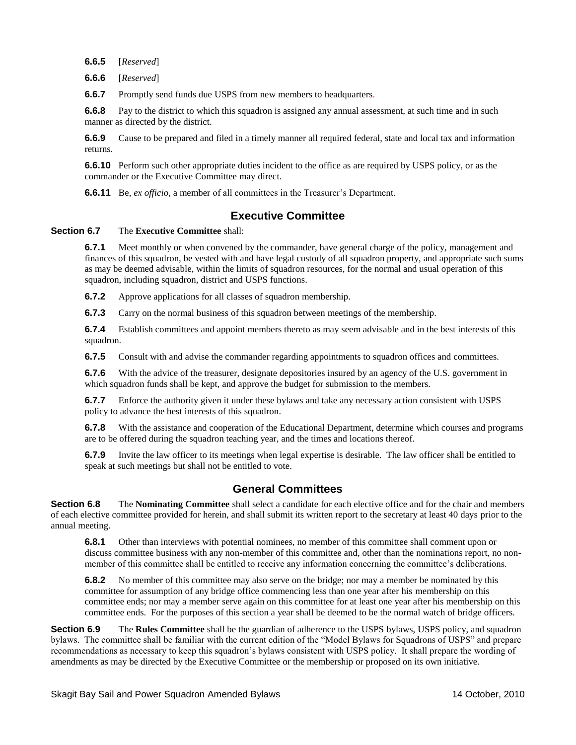**6.6.5** [*Reserved*]

**6.6.6** [*Reserved*]

**6.6.7** Promptly send funds due USPS from new members to headquarters.

**6.6.8** Pay to the district to which this squadron is assigned any annual assessment, at such time and in such manner as directed by the district.

**6.6.9** Cause to be prepared and filed in a timely manner all required federal, state and local tax and information returns.

**6.6.10** Perform such other appropriate duties incident to the office as are required by USPS policy, or as the commander or the Executive Committee may direct.

**6.6.11** Be, *ex officio*, a member of all committees in the Treasurer's Department.

## Executive Committee

**Section 6.7** The **Executive Committee** shall:

**6.7.1** Meet monthly or when convened by the commander, have general charge of the policy, management and finances of this squadron, be vested with and have legal custody of all squadron property, and appropriate such sums as may be deemed advisable, within the limits of squadron resources, for the normal and usual operation of this squadron, including squadron, district and USPS functions.

**6.7.2** Approve applications for all classes of squadron membership.

**6.7.3** Carry on the normal business of this squadron between meetings of the membership.

**6.7.4** Establish committees and appoint members thereto as may seem advisable and in the best interests of this squadron.

**6.7.5** Consult with and advise the commander regarding appointments to squadron offices and committees.

**6.7.6** With the advice of the treasurer, designate depositories insured by an agency of the U.S. government in which squadron funds shall be kept, and approve the budget for submission to the members.

**6.7.7** Enforce the authority given it under these bylaws and take any necessary action consistent with USPS policy to advance the best interests of this squadron.

**6.7.8** With the assistance and cooperation of the Educational Department, determine which courses and programs are to be offered during the squadron teaching year, and the times and locations thereof.

**6.7.9** Invite the law officer to its meetings when legal expertise is desirable. The law officer shall be entitled to speak at such meetings but shall not be entitled to vote.

## General Committees

**Section 6.8** The **Nominating Committee** shall select a candidate for each elective office and for the chair and members of each elective committee provided for herein, and shall submit its written report to the secretary at least 40 days prior to the annual meeting.

**6.8.1** Other than interviews with potential nominees, no member of this committee shall comment upon or discuss committee business with any non-member of this committee and, other than the nominations report, no non-member of this committee shall be entitled to receive any information concerning the committee's deliberations.

**6.8.2** No member of this committee may also serve on the bridge; nor may a member be nominated by this committee for assumption of any bridge office commencing less than one year after his membership on this committee ends; nor may a member serve again on this committee for at least one year after his membership on this committee ends. For the purposes of this section a year shall be deemed to be the normal watch of bridge officers.

**Section 6.9** The **Rules Committee** shall be the guardian of adherence to the USPS bylaws, USPS policy, and squadron bylaws. The committee shall be familiar with the current edition of the "Model Bylaws for Squadrons of USPS" and prepare recommendations as necessary to keep this squadron's bylaws consistent with USPS policy. It shall prepare the wording of amendments as may be directed by the Executive Committee or the membership or proposed on its own initiative.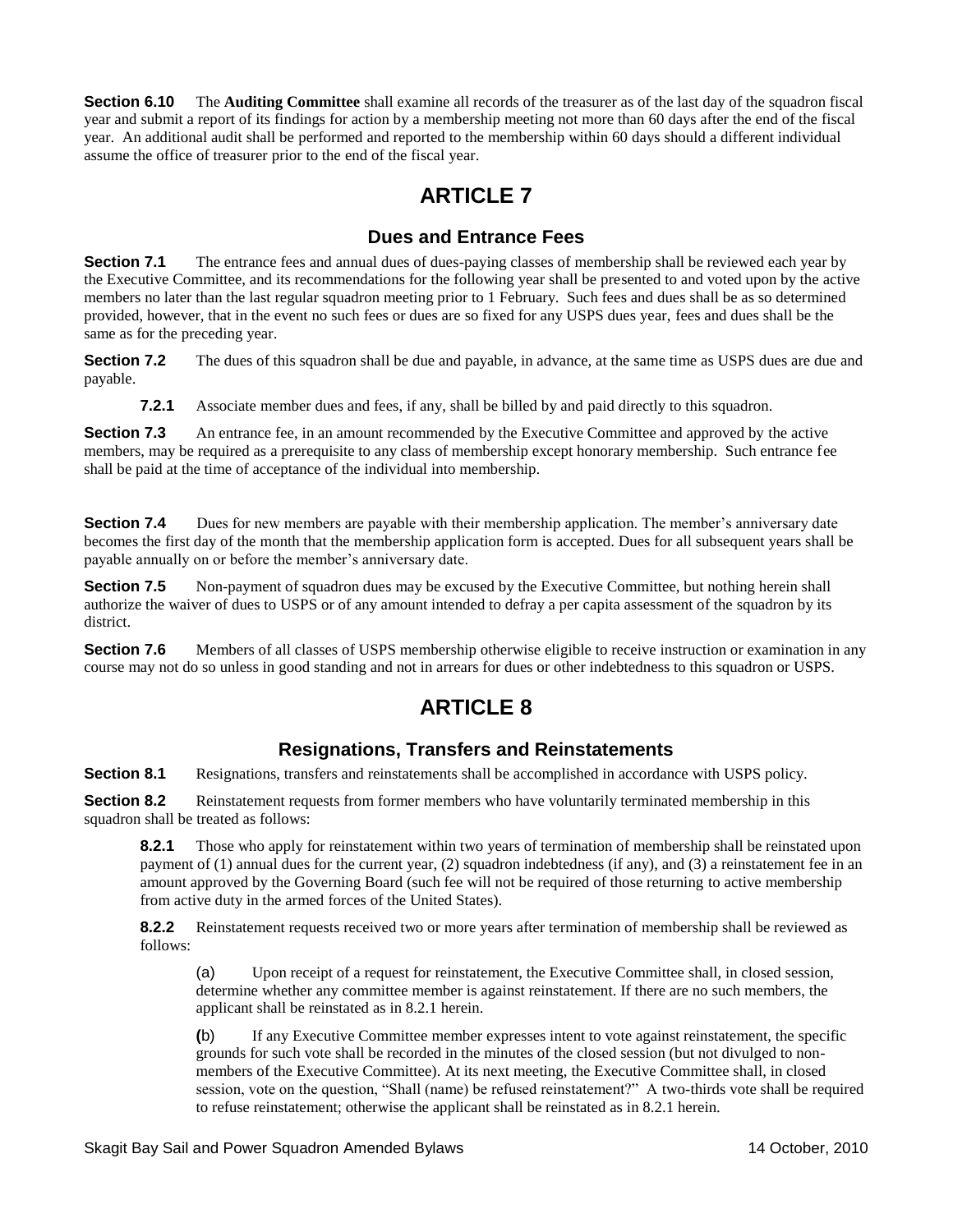**Section 6.10** The **Auditing Committee** shall examine all records of the treasurer as of the last day of the squadron fiscal year and submit a report of its findings for action by a membership meeting not more than 60 days after the end of the fiscal year. An additional audit shall be performed and reported to the membership within 60 days should a different individual assume the office of treasurer prior to the end of the fiscal year.

# ARTICLE 7

## Dues and Entrance Fees

**Section 7.1** The entrance fees and annual dues of dues-paying classes of membership shall be reviewed each year by the Executive Committee, and its recommendations for the following year shall be presented to and voted upon by the active members no later than the last regular squadron meeting prior to 1 February. Such fees and dues shall be as so determined provided, however, that in the event no such fees or dues are so fixed for any USPS dues year, fees and dues shall be the same as for the preceding year.

**Section 7.2** The dues of this squadron shall be due and payable, in advance, at the same time as USPS dues are due and payable.

> **7.2.1** Associate member dues and fees, if any, shall be billed by and paid directly to this squadron.

**Section 7.3** An entrance fee, in an amount recommended by the Executive Committee and approved by the active members, may be required as a prerequisite to any class of membership except honorary membership. Such entrance fee shall be paid at the time of acceptance of the individual into membership.

**Section 7.4** Dues for new members are payable with their membership application. The member's anniversary date becomes the first day of the month that the membership application form is accepted. Dues for all subsequent years shall be payable annually on or before the member's anniversary date.

**Section 7.5** Non-payment of squadron dues may be excused by the Executive Committee, but nothing herein shall authorize the waiver of dues to USPS or of any amount intended to defray a per capita assessment of the squadron by its district.

**Section 7.6** Members of all classes of USPS membership otherwise eligible to receive instruction or examination in any course may not do so unless in good standing and not in arrears for dues or other indebtedness to this squadron or USPS.

# ARTICLE 8

## Resignations, Transfers and Reinstatements

**Section 8.1** Resignations, transfers and reinstatements shall be accomplished in accordance with USPS policy.

**Section 8.2** Reinstatement requests from former members who have voluntarily terminated membership in this squadron shall be treated as follows:

> **8.2.1** Those who apply for reinstatement within two years of termination of membership shall be reinstated upon payment of (1) annual dues for the current year, (2) squadron indebtedness (if any), and (3) a reinstatement fee in an amount approved by the Governing Board (such fee will not be required of those returning to active membership from active duty in the armed forces of the United States).
>
> **8.2.2** Reinstatement requests received two or more years after termination of membership shall be reviewed as follows:
>
> > (a) Upon receipt of a request for reinstatement, the Executive Committee shall, in closed session, determine whether any committee member is against reinstatement. If there are no such members, the applicant shall be reinstated as in 8.2.1 herein.
> >
> > (b) If any Executive Committee member expresses intent to vote against reinstatement, the specific grounds for such vote shall be recorded in the minutes of the closed session (but not divulged to non-members of the Executive Committee). At its next meeting, the Executive Committee shall, in closed session, vote on the question, "Shall (name) be refused reinstatement?" A two-thirds vote shall be required to refuse reinstatement; otherwise the applicant shall be reinstated as in 8.2.1 herein.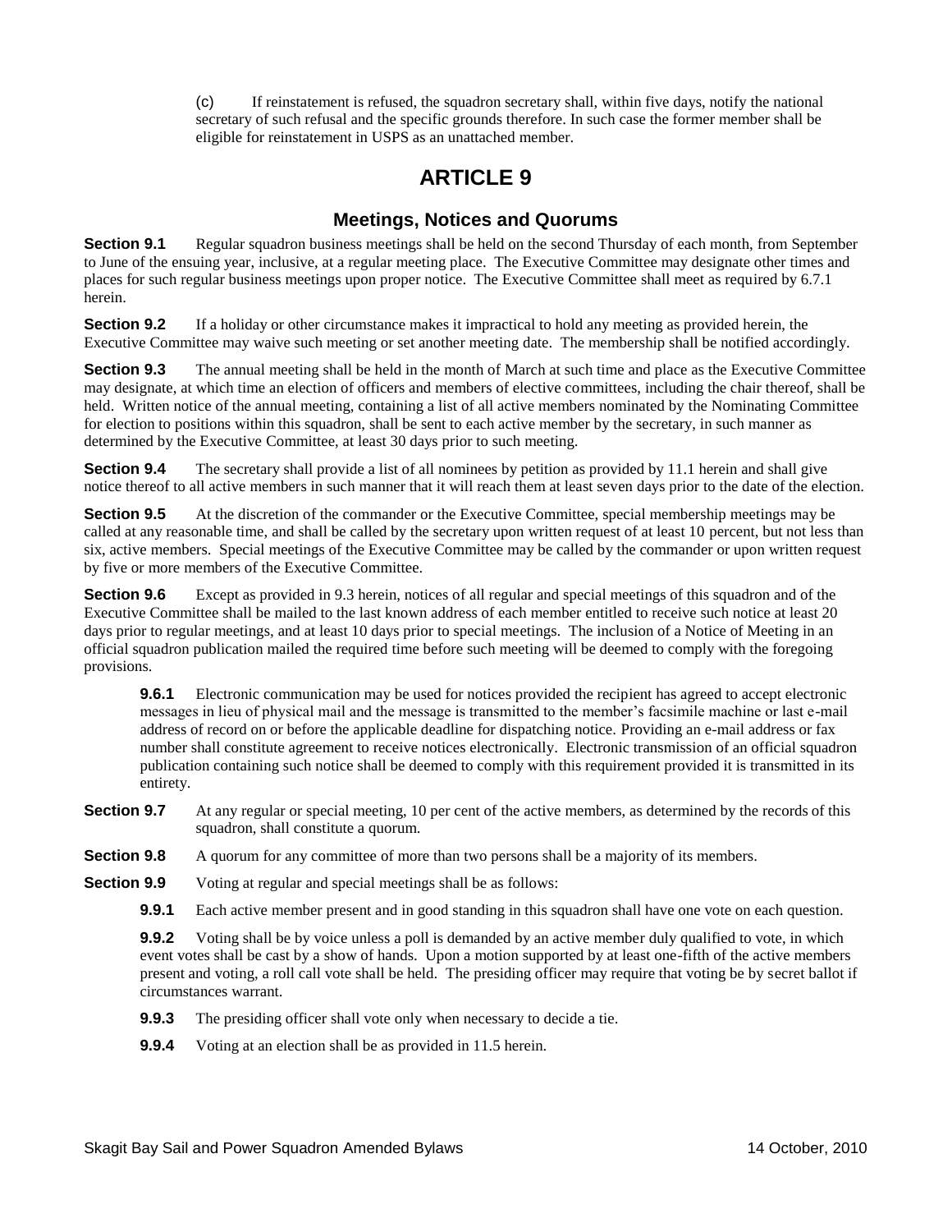(c) If reinstatement is refused, the squadron secretary shall, within five days, notify the national secretary of such refusal and the specific grounds therefore. In such case the former member shall be eligible for reinstatement in USPS as an unattached member.

# ARTICLE 9

## Meetings, Notices and Quorums

**Section 9.1** Regular squadron business meetings shall be held on the second Thursday of each month, from September to June of the ensuing year, inclusive, at a regular meeting place. The Executive Committee may designate other times and places for such regular business meetings upon proper notice. The Executive Committee shall meet as required by 6.7.1 herein.

**Section 9.2** If a holiday or other circumstance makes it impractical to hold any meeting as provided herein, the Executive Committee may waive such meeting or set another meeting date. The membership shall be notified accordingly.

**Section 9.3** The annual meeting shall be held in the month of March at such time and place as the Executive Committee may designate, at which time an election of officers and members of elective committees, including the chair thereof, shall be held. Written notice of the annual meeting, containing a list of all active members nominated by the Nominating Committee for election to positions within this squadron, shall be sent to each active member by the secretary, in such manner as determined by the Executive Committee, at least 30 days prior to such meeting.

**Section 9.4** The secretary shall provide a list of all nominees by petition as provided by 11.1 herein and shall give notice thereof to all active members in such manner that it will reach them at least seven days prior to the date of the election.

**Section 9.5** At the discretion of the commander or the Executive Committee, special membership meetings may be called at any reasonable time, and shall be called by the secretary upon written request of at least 10 percent, but not less than six, active members. Special meetings of the Executive Committee may be called by the commander or upon written request by five or more members of the Executive Committee.

**Section 9.6** Except as provided in 9.3 herein, notices of all regular and special meetings of this squadron and of the Executive Committee shall be mailed to the last known address of each member entitled to receive such notice at least 20 days prior to regular meetings, and at least 10 days prior to special meetings. The inclusion of a Notice of Meeting in an official squadron publication mailed the required time before such meeting will be deemed to comply with the foregoing provisions.

**9.6.1** Electronic communication may be used for notices provided the recipient has agreed to accept electronic messages in lieu of physical mail and the message is transmitted to the member's facsimile machine or last e-mail address of record on or before the applicable deadline for dispatching notice. Providing an e-mail address or fax number shall constitute agreement to receive notices electronically. Electronic transmission of an official squadron publication containing such notice shall be deemed to comply with this requirement provided it is transmitted in its entirety.

**Section 9.7** At any regular or special meeting, 10 per cent of the active members, as determined by the records of this squadron, shall constitute a quorum.

**Section 9.8** A quorum for any committee of more than two persons shall be a majority of its members.

**Section 9.9** Voting at regular and special meetings shall be as follows:

**9.9.1** Each active member present and in good standing in this squadron shall have one vote on each question.

**9.9.2** Voting shall be by voice unless a poll is demanded by an active member duly qualified to vote, in which event votes shall be cast by a show of hands. Upon a motion supported by at least one-fifth of the active members present and voting, a roll call vote shall be held. The presiding officer may require that voting be by secret ballot if circumstances warrant.

**9.9.3** The presiding officer shall vote only when necessary to decide a tie.

**9.9.4** Voting at an election shall be as provided in 11.5 herein.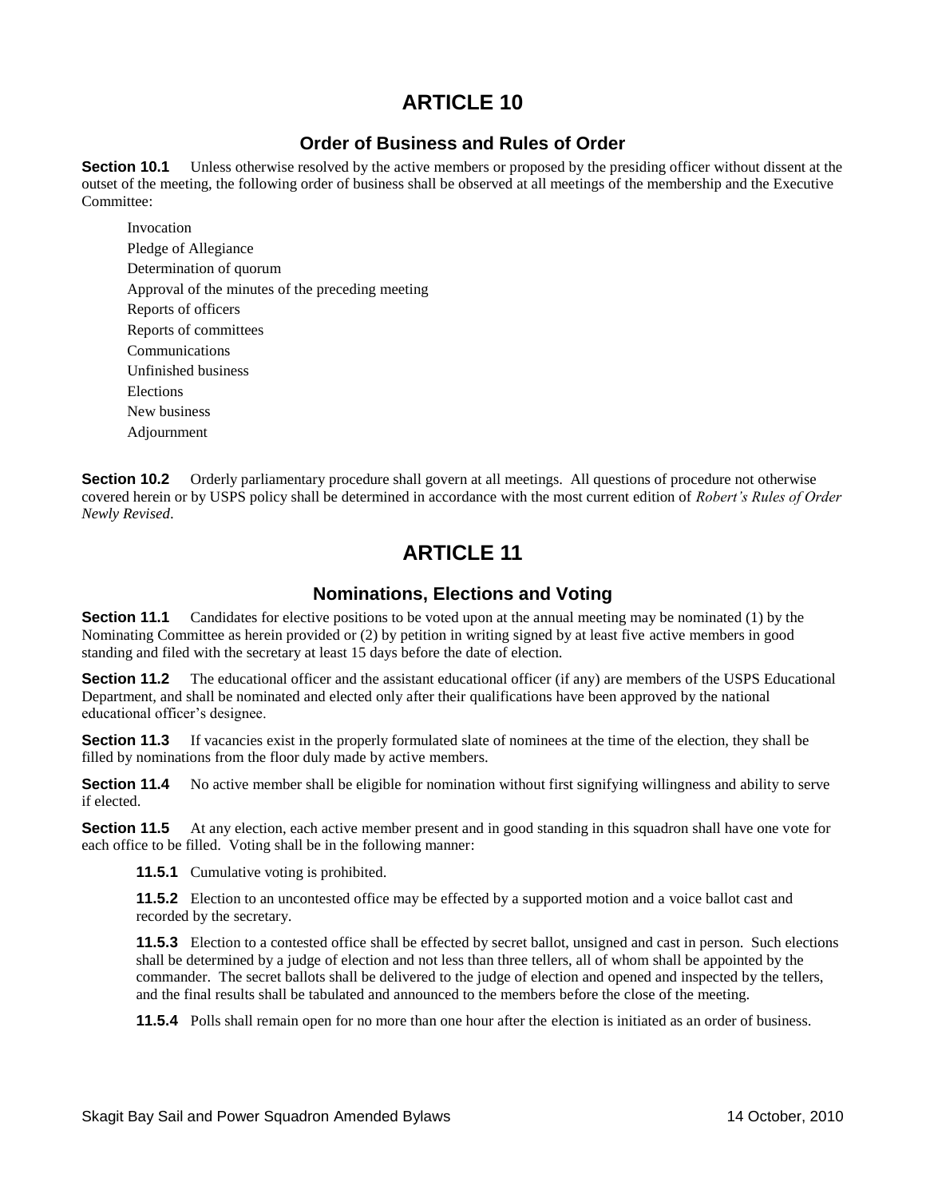# ARTICLE 10

## Order of Business and Rules of Order

**Section 10.1** Unless otherwise resolved by the active members or proposed by the presiding officer without dissent at the outset of the meeting, the following order of business shall be observed at all meetings of the membership and the Executive Committee:

Invocation
Pledge of Allegiance
Determination of quorum
Approval of the minutes of the preceding meeting
Reports of officers
Reports of committees
Communications
Unfinished business
Elections
New business
Adjournment

**Section 10.2** Orderly parliamentary procedure shall govern at all meetings. All questions of procedure not otherwise covered herein or by USPS policy shall be determined in accordance with the most current edition of *Robert's Rules of Order Newly Revised*.

# ARTICLE 11

## Nominations, Elections and Voting

**Section 11.1** Candidates for elective positions to be voted upon at the annual meeting may be nominated (1) by the Nominating Committee as herein provided or (2) by petition in writing signed by at least five active members in good standing and filed with the secretary at least 15 days before the date of election.

**Section 11.2** The educational officer and the assistant educational officer (if any) are members of the USPS Educational Department, and shall be nominated and elected only after their qualifications have been approved by the national educational officer's designee.

**Section 11.3** If vacancies exist in the properly formulated slate of nominees at the time of the election, they shall be filled by nominations from the floor duly made by active members.

**Section 11.4** No active member shall be eligible for nomination without first signifying willingness and ability to serve if elected.

**Section 11.5** At any election, each active member present and in good standing in this squadron shall have one vote for each office to be filled. Voting shall be in the following manner:

**11.5.1** Cumulative voting is prohibited.

**11.5.2** Election to an uncontested office may be effected by a supported motion and a voice ballot cast and recorded by the secretary.

**11.5.3** Election to a contested office shall be effected by secret ballot, unsigned and cast in person. Such elections shall be determined by a judge of election and not less than three tellers, all of whom shall be appointed by the commander. The secret ballots shall be delivered to the judge of election and opened and inspected by the tellers, and the final results shall be tabulated and announced to the members before the close of the meeting.

**11.5.4** Polls shall remain open for no more than one hour after the election is initiated as an order of business.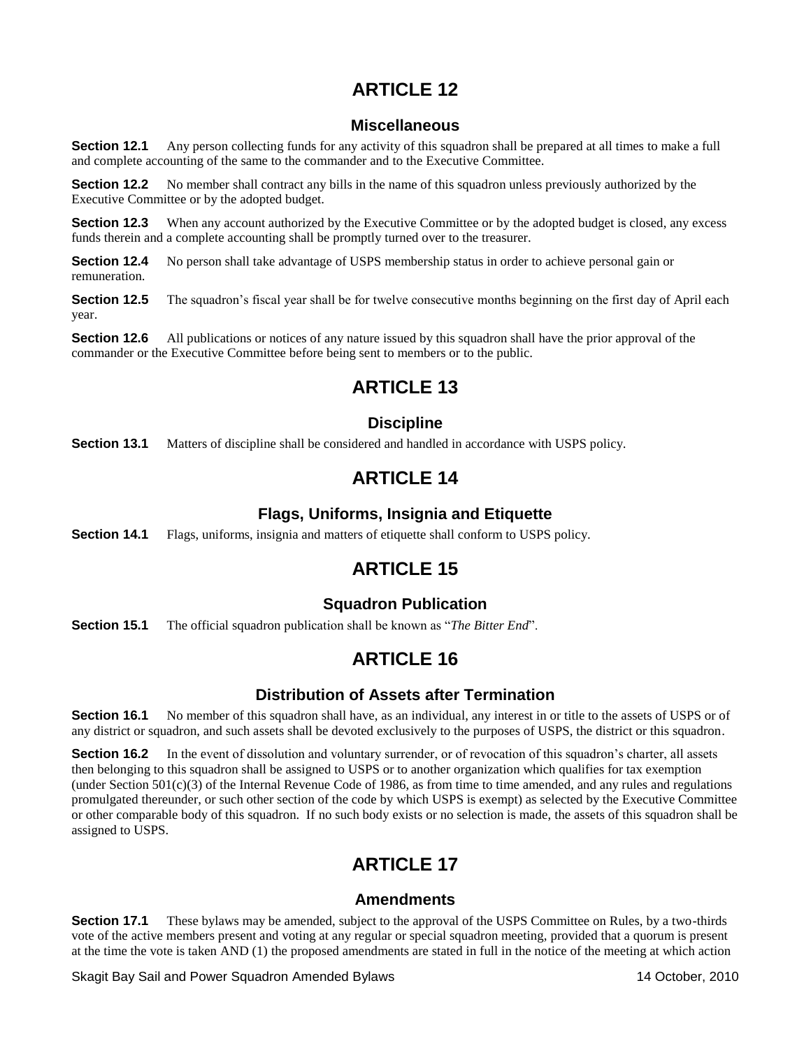# ARTICLE 12

## Miscellaneous

**Section 12.1** Any person collecting funds for any activity of this squadron shall be prepared at all times to make a full and complete accounting of the same to the commander and to the Executive Committee.

**Section 12.2** No member shall contract any bills in the name of this squadron unless previously authorized by the Executive Committee or by the adopted budget.

**Section 12.3** When any account authorized by the Executive Committee or by the adopted budget is closed, any excess funds therein and a complete accounting shall be promptly turned over to the treasurer.

**Section 12.4** No person shall take advantage of USPS membership status in order to achieve personal gain or remuneration.

**Section 12.5** The squadron's fiscal year shall be for twelve consecutive months beginning on the first day of April each year.

**Section 12.6** All publications or notices of any nature issued by this squadron shall have the prior approval of the commander or the Executive Committee before being sent to members or to the public.

# ARTICLE 13

## Discipline

**Section 13.1** Matters of discipline shall be considered and handled in accordance with USPS policy.

# ARTICLE 14

## Flags, Uniforms, Insignia and Etiquette

**Section 14.1** Flags, uniforms, insignia and matters of etiquette shall conform to USPS policy.

# ARTICLE 15

## Squadron Publication

**Section 15.1** The official squadron publication shall be known as "*The Bitter End*".

# ARTICLE 16

## Distribution of Assets after Termination

**Section 16.1** No member of this squadron shall have, as an individual, any interest in or title to the assets of USPS or of any district or squadron, and such assets shall be devoted exclusively to the purposes of USPS, the district or this squadron.

**Section 16.2** In the event of dissolution and voluntary surrender, or of revocation of this squadron's charter, all assets then belonging to this squadron shall be assigned to USPS or to another organization which qualifies for tax exemption (under Section 501(c)(3) of the Internal Revenue Code of 1986, as from time to time amended, and any rules and regulations promulgated thereunder, or such other section of the code by which USPS is exempt) as selected by the Executive Committee or other comparable body of this squadron. If no such body exists or no selection is made, the assets of this squadron shall be assigned to USPS.

# ARTICLE 17

## Amendments

**Section 17.1** These bylaws may be amended, subject to the approval of the USPS Committee on Rules, by a two-thirds vote of the active members present and voting at any regular or special squadron meeting, provided that a quorum is present at the time the vote is taken AND (1) the proposed amendments are stated in full in the notice of the meeting at which action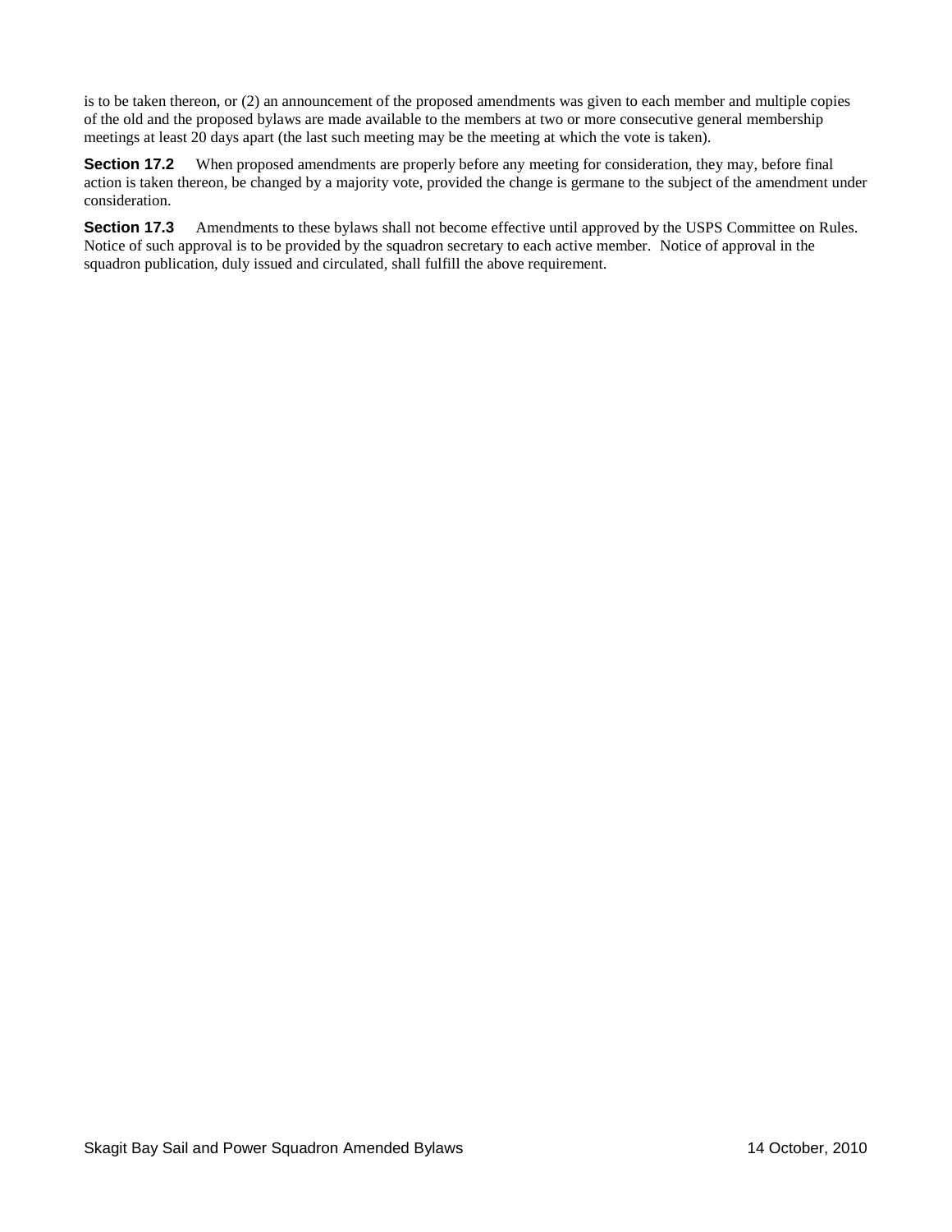is to be taken thereon, or (2) an announcement of the proposed amendments was given to each member and multiple copies of the old and the proposed bylaws are made available to the members at two or more consecutive general membership meetings at least 20 days apart (the last such meeting may be the meeting at which the vote is taken).

**Section 17.2** When proposed amendments are properly before any meeting for consideration, they may, before final action is taken thereon, be changed by a majority vote, provided the change is germane to the subject of the amendment under consideration.

**Section 17.3** Amendments to these bylaws shall not become effective until approved by the USPS Committee on Rules. Notice of such approval is to be provided by the squadron secretary to each active member. Notice of approval in the squadron publication, duly issued and circulated, shall fulfill the above requirement.